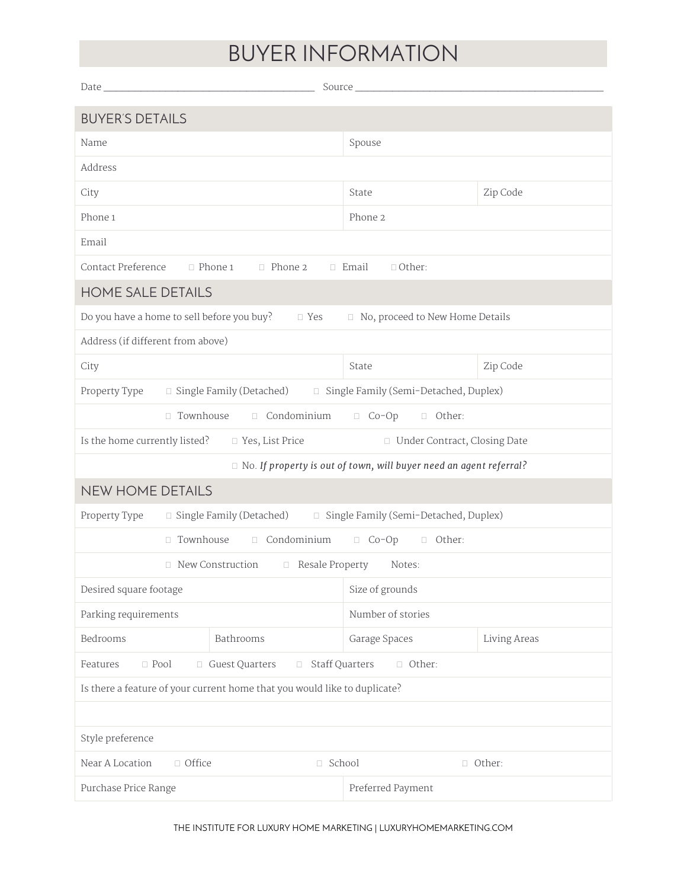# BUYER INFORMATION

Date ________________________________________ Source ________________________________________

## BUYER'S DETAILS

| | | |
|---|---|---|
| Name | Spouse | |
| Address | | |
| City | State | Zip Code |
| Phone 1 | Phone 2 | |
| Email | | |
| Contact Preference ☐ Phone 1 ☐ Phone 2 ☐ Email ☐ Other: | | |

## HOME SALE DETAILS

| | | |
|---|---|---|
| Do you have a home to sell before you buy? ☐ Yes ☐ No, proceed to New Home Details | | |
| Address (if different from above) | | |
| City | State | Zip Code |
| Property Type ☐ Single Family (Detached) ☐ Single Family (Semi-Detached, Duplex) | | |
| ☐ Townhouse ☐ Condominium ☐ Co-Op ☐ Other: | | |
| Is the home currently listed? ☐ Yes, List Price ☐ Under Contract, Closing Date | | |
| ☐ No. *If property is out of town, will buyer need an agent referral?* | | |

## NEW HOME DETAILS

| | | | |
|---|---|---|---|
| Property Type ☐ Single Family (Detached) ☐ Single Family (Semi-Detached, Duplex) | | | |
| ☐ Townhouse ☐ Condominium ☐ Co-Op ☐ Other: | | | |
| ☐ New Construction ☐ Resale Property Notes: | | | |
| Desired square footage | | Size of grounds | |
| Parking requirements | | Number of stories | |
| Bedrooms | Bathrooms | Garage Spaces | Living Areas |
| Features ☐ Pool ☐ Guest Quarters ☐ Staff Quarters ☐ Other: | | | |
| Is there a feature of your current home that you would like to duplicate? | | | |
| | | | |
| Style preference | | | |
| Near A Location ☐ Office ☐ School ☐ Other: | | | |
| Purchase Price Range | | Preferred Payment | |

THE INSTITUTE FOR LUXURY HOME MARKETING | LUXURYHOMEMARKETING.COM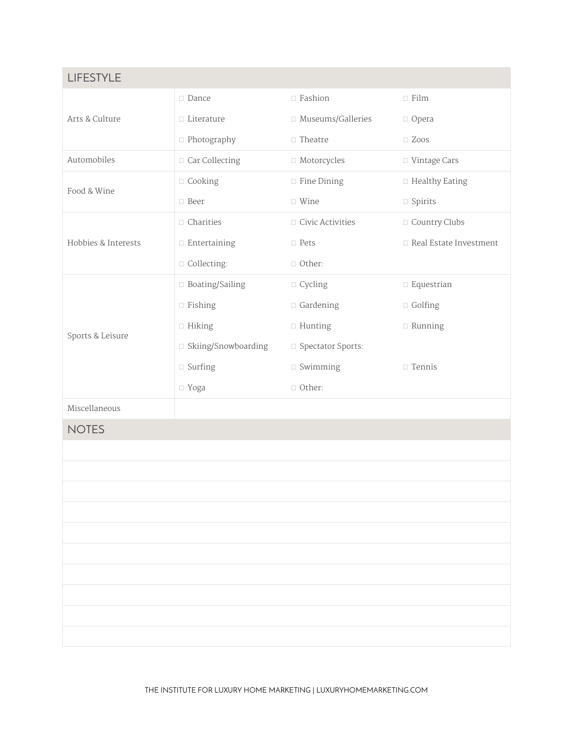## LIFESTYLE

| | | | |
|---|---|---|---|
| Arts & Culture | □ Dance | □ Fashion | □ Film |
| | □ Literature | □ Museums/Galleries | □ Opera |
| | □ Photography | □ Theatre | □ Zoos |
| Automobiles | □ Car Collecting | □ Motorcycles | □ Vintage Cars |
| Food & Wine | □ Cooking | □ Fine Dining | □ Healthy Eating |
| | □ Beer | □ Wine | □ Spirits |
| Hobbies & Interests | □ Charities | □ Civic Activities | □ Country Clubs |
| | □ Entertaining | □ Pets | □ Real Estate Investment |
| | □ Collecting: | □ Other: | |
| Sports & Leisure | □ Boating/Sailing | □ Cycling | □ Equestrian |
| | □ Fishing | □ Gardening | □ Golfing |
| | □ Hiking | □ Hunting | □ Running |
| | □ Skiing/Snowboarding | □ Spectator Sports: | |
| | □ Surfing | □ Swimming | □ Tennis |
| | □ Yoga | □ Other: | |
| Miscellaneous | | | |

## NOTES

THE INSTITUTE FOR LUXURY HOME MARKETING | LUXURYHOMEMARKETING.COM